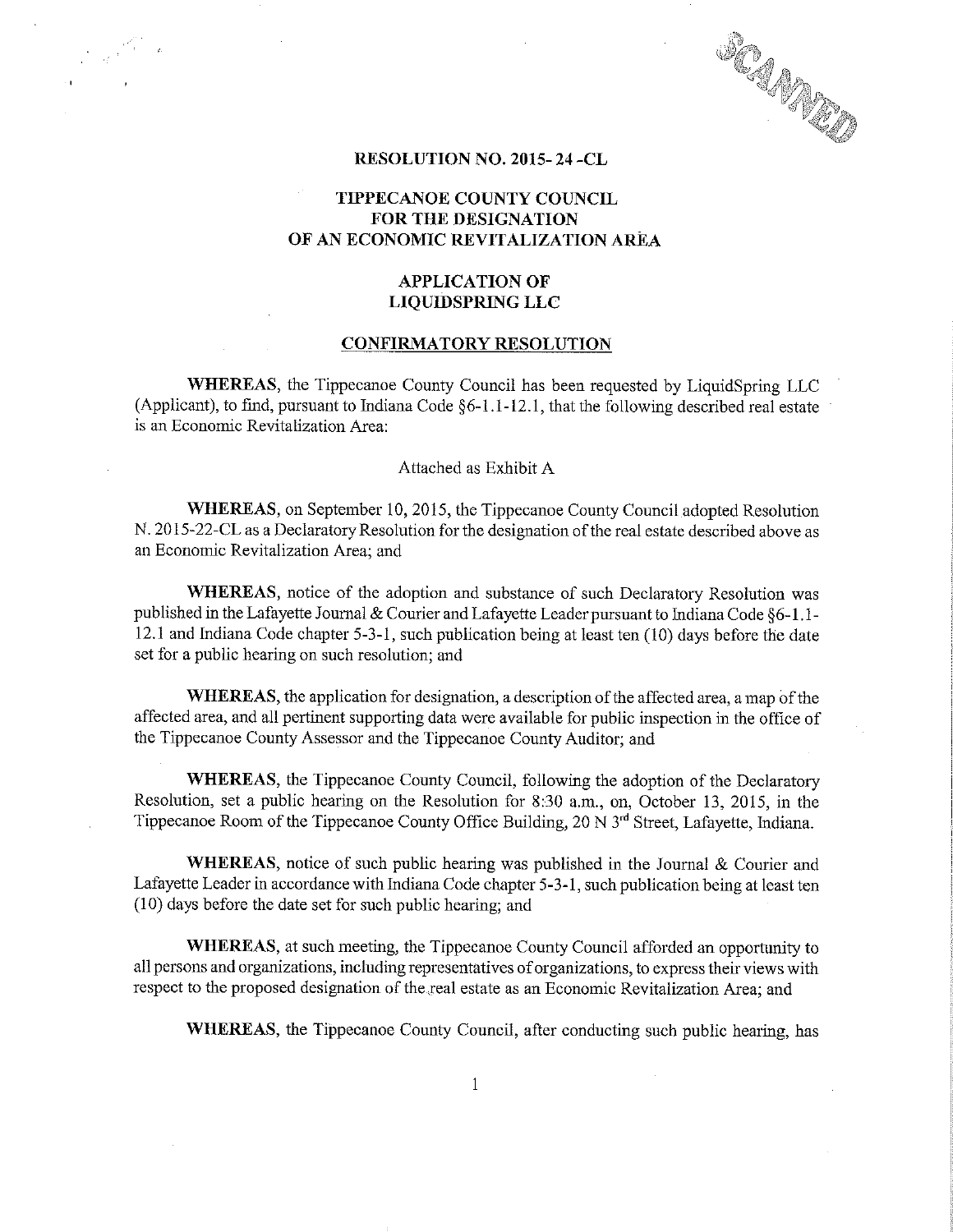# RESOLUTION NO. 2015- 24 -CL

## TIPPECANOE COUNTY COUNCIL FOR THE DESIGNATION OF AN ECONOMIC REVITALIZATION AREA

## APPLICATION OF LIQUIDSPRING LLC

## CONFIRMATORY RESOLUTION

**WHEREAS**, the Tippecanoe County Council has been requested by LiquidSpring LLC (Applicant), to find, pursuant to Indiana Code §6-1.1-12.1, that the following described real estate is an Economic Revitalization Area:

Attached as Exhibit A

**WHEREAS**, on September 10, 2015, the Tippecanoe County Council adopted Resolution N. 2015-22-CL as a Declaratory Resolution for the designation of the real estate described above as an Economic Revitalization Area; and

**WHEREAS**, notice of the adoption and substance of such Declaratory Resolution was published in the Lafayette Journal & Courier and Lafayette Leader pursuant to Indiana Code §6-1.1-12.1 and Indiana Code chapter 5-3-1, such publication being at least ten (10) days before the date set for a public hearing on such resolution; and

**WHEREAS**, the application for designation, a description of the affected area, a map of the affected area, and all pertinent supporting data were available for public inspection in the office of the Tippecanoe County Assessor and the Tippecanoe County Auditor; and

**WHEREAS**, the Tippecanoe County Council, following the adoption of the Declaratory Resolution, set a public hearing on the Resolution for 8:30 a.m., on, October 13, 2015, in the Tippecanoe Room of the Tippecanoe County Office Building, 20 N 3rd Street, Lafayette, Indiana.

**WHEREAS**, notice of such public hearing was published in the Journal & Courier and Lafayette Leader in accordance with Indiana Code chapter 5-3-1, such publication being at least ten (10) days before the date set for such public hearing; and

**WHEREAS**, at such meeting, the Tippecanoe County Council afforded an opportunity to all persons and organizations, including representatives of organizations, to express their views with respect to the proposed designation of the real estate as an Economic Revitalization Area; and

**WHEREAS**, the Tippecanoe County Council, after conducting such public hearing, has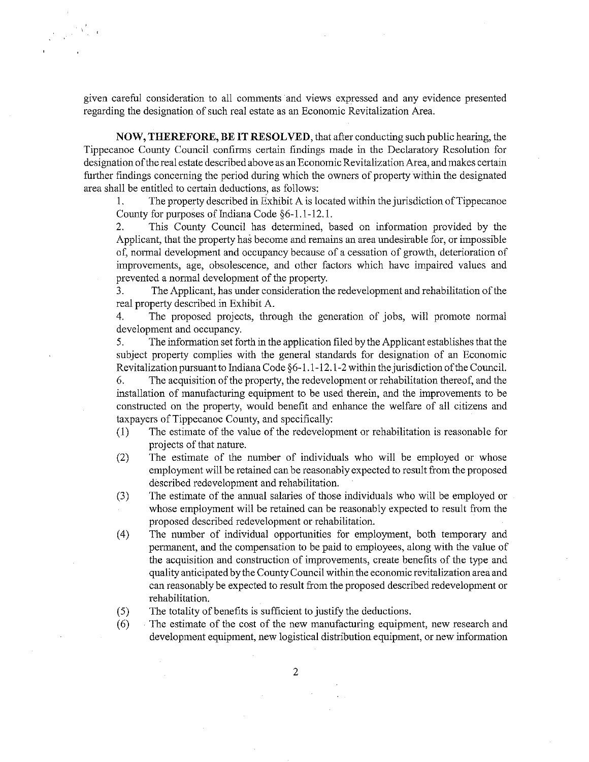given careful consideration to all comments and views expressed and any evidence presented regarding the designation of such real estate as an Economic Revitalization Area.

**NOW, THEREFORE, BE IT RESOLVED**, that after conducting such public hearing, the Tippecanoe County Council confirms certain findings made in the Declaratory Resolution for designation of the real estate described above as an Economic Revitalization Area, and makes certain further findings concerning the period during which the owners of property within the designated area shall be entitled to certain deductions, as follows:

1. The property described in Exhibit A is located within the jurisdiction of Tippecanoe County for purposes of Indiana Code §6-1.1-12.1.
2. This County Council has determined, based on information provided by the Applicant, that the property has become and remains an area undesirable for, or impossible of, normal development and occupancy because of a cessation of growth, deterioration of improvements, age, obsolescence, and other factors which have impaired values and prevented a normal development of the property.
3. The Applicant, has under consideration the redevelopment and rehabilitation of the real property described in Exhibit A.
4. The proposed projects, through the generation of jobs, will promote normal development and occupancy.
5. The information set forth in the application filed by the Applicant establishes that the subject property complies with the general standards for designation of an Economic Revitalization pursuant to Indiana Code §6-1.1-12.1-2 within the jurisdiction of the Council.
6. The acquisition of the property, the redevelopment or rehabilitation thereof, and the installation of manufacturing equipment to be used therein, and the improvements to be constructed on the property, would benefit and enhance the welfare of all citizens and taxpayers of Tippecanoe County, and specifically:

(1) The estimate of the value of the redevelopment or rehabilitation is reasonable for projects of that nature.

(2) The estimate of the number of individuals who will be employed or whose employment will be retained can be reasonably expected to result from the proposed described redevelopment and rehabilitation.

(3) The estimate of the annual salaries of those individuals who will be employed or whose employment will be retained can be reasonably expected to result from the proposed described redevelopment or rehabilitation.

(4) The number of individual opportunities for employment, both temporary and permanent, and the compensation to be paid to employees, along with the value of the acquisition and construction of improvements, create benefits of the type and quality anticipated by the County Council within the economic revitalization area and can reasonably be expected to result from the proposed described redevelopment or rehabilitation.

(5) The totality of benefits is sufficient to justify the deductions.

(6) The estimate of the cost of the new manufacturing equipment, new research and development equipment, new logistical distribution equipment, or new information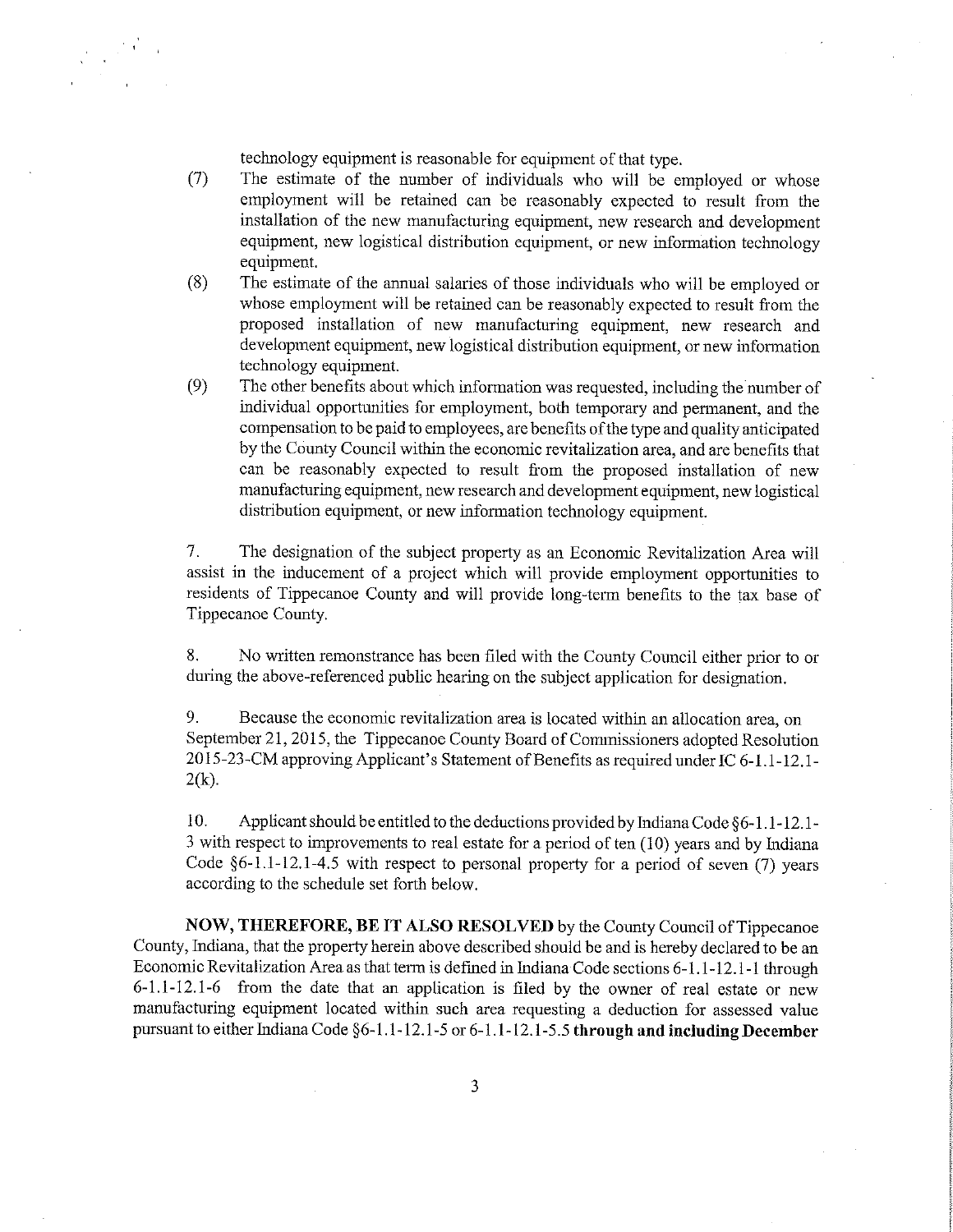technology equipment is reasonable for equipment of that type.

(7) The estimate of the number of individuals who will be employed or whose employment will be retained can be reasonably expected to result from the installation of the new manufacturing equipment, new research and development equipment, new logistical distribution equipment, or new information technology equipment.

(8) The estimate of the annual salaries of those individuals who will be employed or whose employment will be retained can be reasonably expected to result from the proposed installation of new manufacturing equipment, new research and development equipment, new logistical distribution equipment, or new information technology equipment.

(9) The other benefits about which information was requested, including the number of individual opportunities for employment, both temporary and permanent, and the compensation to be paid to employees, are benefits of the type and quality anticipated by the County Council within the economic revitalization area, and are benefits that can be reasonably expected to result from the proposed installation of new manufacturing equipment, new research and development equipment, new logistical distribution equipment, or new information technology equipment.

7. The designation of the subject property as an Economic Revitalization Area will assist in the inducement of a project which will provide employment opportunities to residents of Tippecanoe County and will provide long-term benefits to the tax base of Tippecanoe County.

8. No written remonstrance has been filed with the County Council either prior to or during the above-referenced public hearing on the subject application for designation.

9. Because the economic revitalization area is located within an allocation area, on September 21, 2015, the Tippecanoe County Board of Commissioners adopted Resolution 2015-23-CM approving Applicant's Statement of Benefits as required under IC 6-1.1-12.1-2(k).

10. Applicant should be entitled to the deductions provided by Indiana Code §6-1.1-12.1-3 with respect to improvements to real estate for a period of ten (10) years and by Indiana Code §6-1.1-12.1-4.5 with respect to personal property for a period of seven (7) years according to the schedule set forth below.

**NOW, THEREFORE, BE IT ALSO RESOLVED** by the County Council of Tippecanoe County, Indiana, that the property herein above described should be and is hereby declared to be an Economic Revitalization Area as that term is defined in Indiana Code sections 6-1.1-12.1-1 through 6-1.1-12.1-6 from the date that an application is filed by the owner of real estate or new manufacturing equipment located within such area requesting a deduction for assessed value pursuant to either Indiana Code §6-1.1-12.1-5 or 6-1.1-12.1-5.5 **through and including December**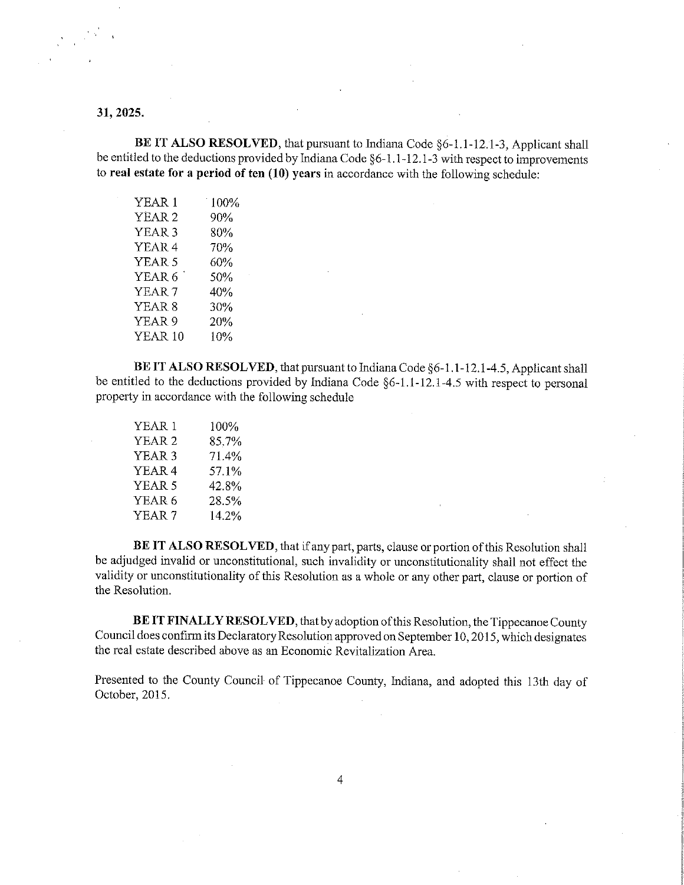**31, 2025.**

**BE IT ALSO RESOLVED**, that pursuant to Indiana Code §6-1.1-12.1-3, Applicant shall be entitled to the deductions provided by Indiana Code §6-1.1-12.1-3 with respect to improvements to **real estate for a period of ten (10) years** in accordance with the following schedule:

| | |
|---|---|
| YEAR 1 | 100% |
| YEAR 2 | 90% |
| YEAR 3 | 80% |
| YEAR 4 | 70% |
| YEAR 5 | 60% |
| YEAR 6 | 50% |
| YEAR 7 | 40% |
| YEAR 8 | 30% |
| YEAR 9 | 20% |
| YEAR 10 | 10% |

**BE IT ALSO RESOLVED**, that pursuant to Indiana Code §6-1.1-12.1-4.5, Applicant shall be entitled to the deductions provided by Indiana Code §6-1.1-12.1-4.5 with respect to personal property in accordance with the following schedule

| | |
|---|---|
| YEAR 1 | 100% |
| YEAR 2 | 85.7% |
| YEAR 3 | 71.4% |
| YEAR 4 | 57.1% |
| YEAR 5 | 42.8% |
| YEAR 6 | 28.5% |
| YEAR 7 | 14.2% |

**BE IT ALSO RESOLVED**, that if any part, parts, clause or portion of this Resolution shall be adjudged invalid or unconstitutional, such invalidity or unconstitutionality shall not effect the validity or unconstitutionality of this Resolution as a whole or any other part, clause or portion of the Resolution.

**BE IT FINALLY RESOLVED**, that by adoption of this Resolution, the Tippecanoe County Council does confirm its Declaratory Resolution approved on September 10, 2015, which designates the real estate described above as an Economic Revitalization Area.

Presented to the County Council of Tippecanoe County, Indiana, and adopted this 13th day of October, 2015.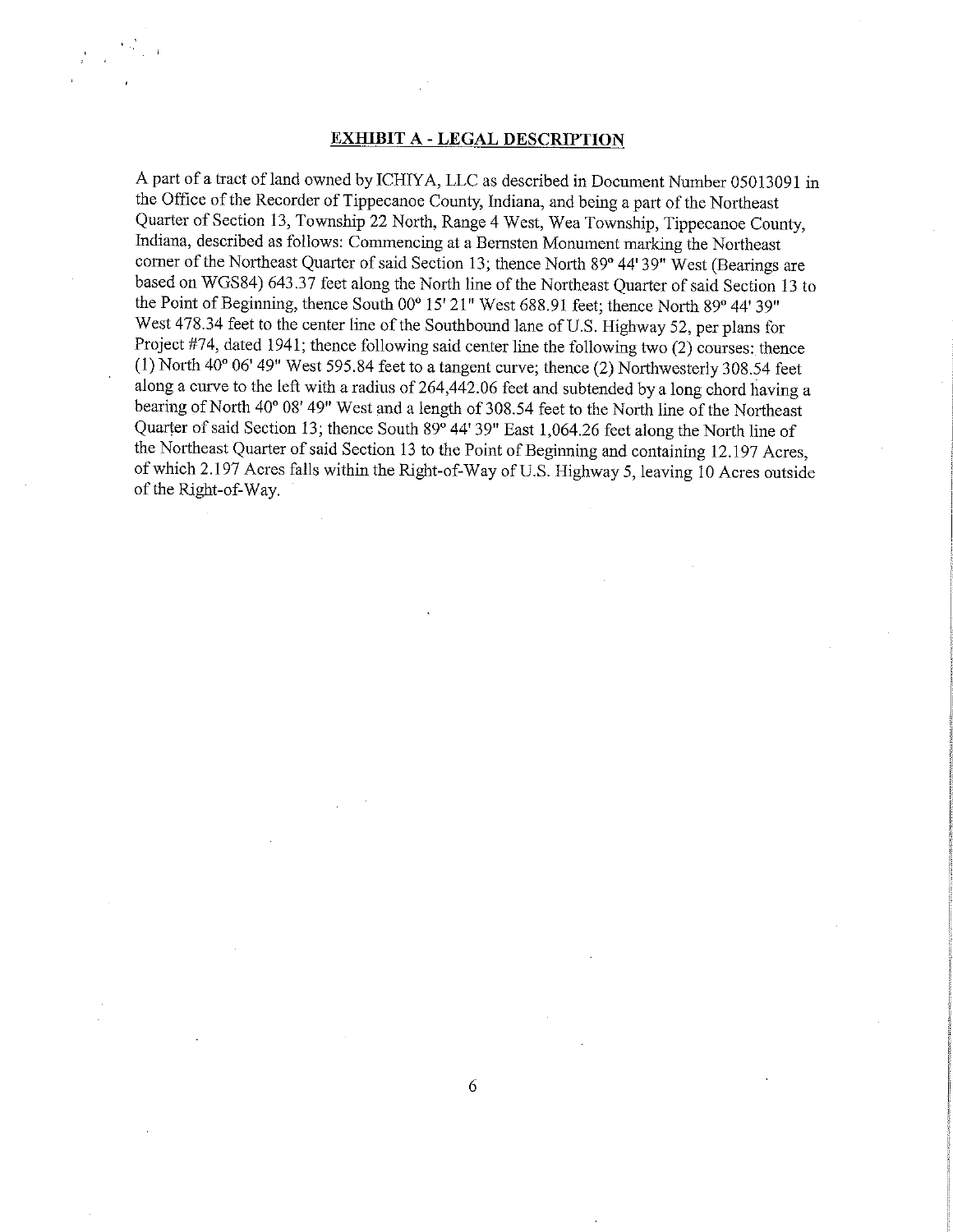## EXHIBIT A - LEGAL DESCRIPTION

A part of a tract of land owned by ICHIYA, LLC as described in Document Number 05013091 in the Office of the Recorder of Tippecanoe County, Indiana, and being a part of the Northeast Quarter of Section 13, Township 22 North, Range 4 West, Wea Township, Tippecanoe County, Indiana, described as follows: Commencing at a Bernsten Monument marking the Northeast corner of the Northeast Quarter of said Section 13; thence North 89° 44' 39" West (Bearings are based on WGS84) 643.37 feet along the North line of the Northeast Quarter of said Section 13 to the Point of Beginning, thence South 00° 15' 21" West 688.91 feet; thence North 89° 44' 39" West 478.34 feet to the center line of the Southbound lane of U.S. Highway 52, per plans for Project #74, dated 1941; thence following said center line the following two (2) courses: thence (1) North 40° 06' 49" West 595.84 feet to a tangent curve; thence (2) Northwesterly 308.54 feet along a curve to the left with a radius of 264,442.06 feet and subtended by a long chord having a bearing of North 40° 08' 49" West and a length of 308.54 feet to the North line of the Northeast Quarter of said Section 13; thence South 89° 44' 39" East 1,064.26 feet along the North line of the Northeast Quarter of said Section 13 to the Point of Beginning and containing 12.197 Acres, of which 2.197 Acres falls within the Right-of-Way of U.S. Highway 5, leaving 10 Acres outside of the Right-of-Way.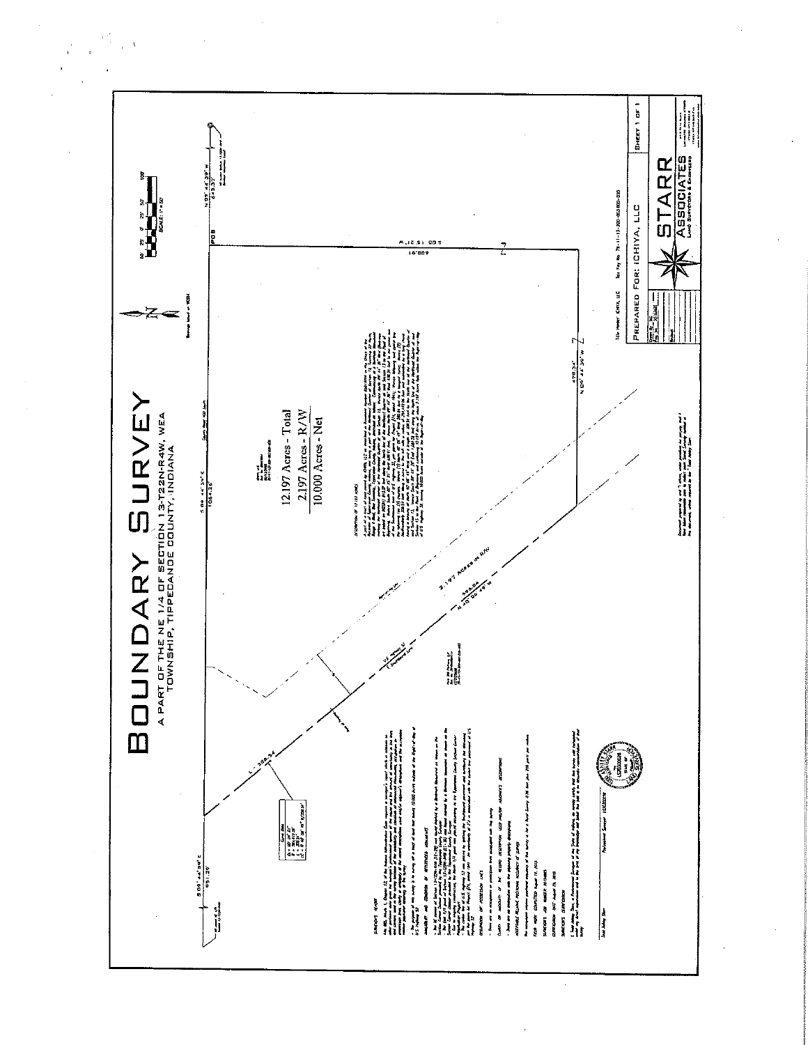# BOUNDARY SURVEY

A PART OF THE NE 1/4 OF SECTION 13-T22N-R4W, WEA TOWNSHIP, TIPPECANOE COUNTY, INDIANA

SCALE: 1" = 50'

12.197 Acres - Total

2.197 Acres - R/W

10.000 Acres - Net

POB

S 00°44'34" E 1064.28'

S 00°44'30" E 651.29'

N 00°44'39" W 613.37'

S 00 15 21 W 600.81'

N 00°44'30" W 478.34'

N 40°06'49" W 556.84

L = 369.54

2.197 ACRES IN R/W

US Highway 52

County Road 400 South

SURVEYOR'S REPORT

DESCRIPTION OF 12.197 ACRES

Tax Key No. 79-11-13-200-003.000

PREPARED FOR: ICHIYA, LLC

SHEET 1 OF 1

STARR ASSOCIATES

LAND SURVEYORS & ENGINEERS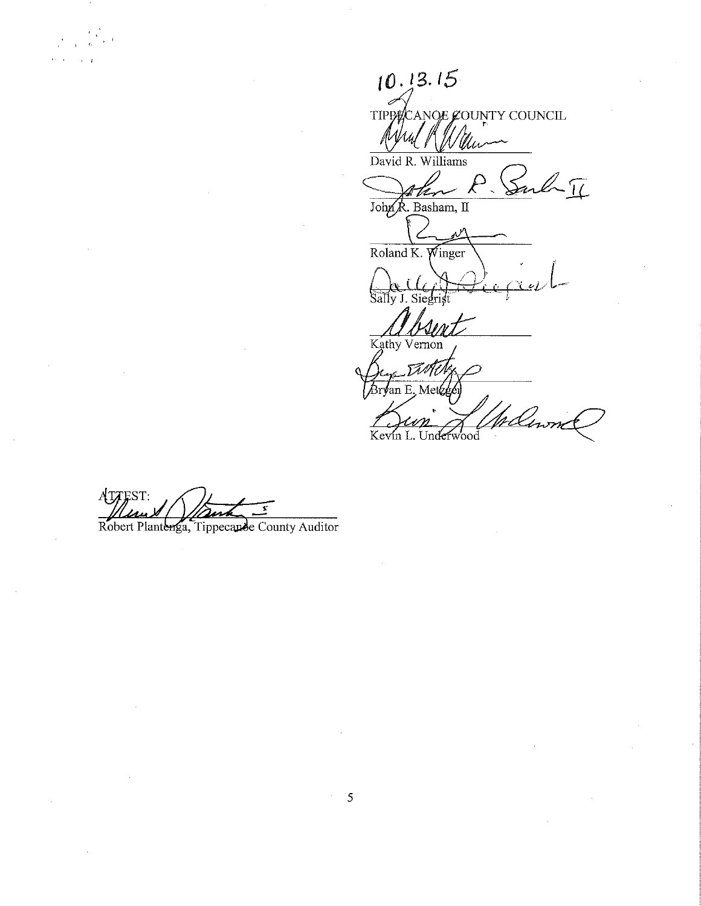10.13.15

TIPPECANOE COUNTY COUNCIL

David R. Williams

John R. Basham, II

Roland K. Winger

Sally J. Siegrist

Absent

Kathy Vernon

Bryan E. Metzger

Kevin L. Underwood

ATTEST:

Robert Plantenga, Tippecanoe County Auditor